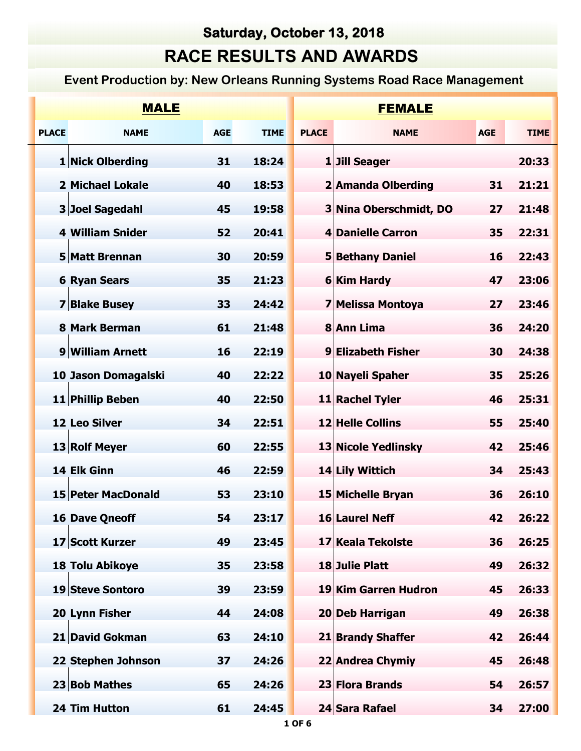**Saturday, October 13, 2018**

# RACE RESULTS AND AWARDS

**Event Production by: New Orleans Running Systems Road Race Management**

| MALE | | | | FEMALE | | | |
|---|---|---|---|---|---|---|---|
| PLACE | NAME | AGE | TIME | PLACE | NAME | AGE | TIME |
| 1 | Nick Olberding | 31 | 18:24 | 1 | Jill Seager | | 20:33 |
| 2 | Michael Lokale | 40 | 18:53 | 2 | Amanda Olberding | 31 | 21:21 |
| 3 | Joel Sagedahl | 45 | 19:58 | 3 | Nina Oberschmidt, DO | 27 | 21:48 |
| 4 | William Snider | 52 | 20:41 | 4 | Danielle Carron | 35 | 22:31 |
| 5 | Matt Brennan | 30 | 20:59 | 5 | Bethany Daniel | 16 | 22:43 |
| 6 | Ryan Sears | 35 | 21:23 | 6 | Kim Hardy | 47 | 23:06 |
| 7 | Blake Busey | 33 | 24:42 | 7 | Melissa Montoya | 27 | 23:46 |
| 8 | Mark Berman | 61 | 21:48 | 8 | Ann Lima | 36 | 24:20 |
| 9 | William Arnett | 16 | 22:19 | 9 | Elizabeth Fisher | 30 | 24:38 |
| 10 | Jason Domagalski | 40 | 22:22 | 10 | Nayeli Spaher | 35 | 25:26 |
| 11 | Phillip Beben | 40 | 22:50 | 11 | Rachel Tyler | 46 | 25:31 |
| 12 | Leo Silver | 34 | 22:51 | 12 | Helle Collins | 55 | 25:40 |
| 13 | Rolf Meyer | 60 | 22:55 | 13 | Nicole Yedlinsky | 42 | 25:46 |
| 14 | Elk Ginn | 46 | 22:59 | 14 | Lily Wittich | 34 | 25:43 |
| 15 | Peter MacDonald | 53 | 23:10 | 15 | Michelle Bryan | 36 | 26:10 |
| 16 | Dave Qneoff | 54 | 23:17 | 16 | Laurel Neff | 42 | 26:22 |
| 17 | Scott Kurzer | 49 | 23:45 | 17 | Keala Tekolste | 36 | 26:25 |
| 18 | Tolu Abikoye | 35 | 23:58 | 18 | Julie Platt | 49 | 26:32 |
| 19 | Steve Sontoro | 39 | 23:59 | 19 | Kim Garren Hudron | 45 | 26:33 |
| 20 | Lynn Fisher | 44 | 24:08 | 20 | Deb Harrigan | 49 | 26:38 |
| 21 | David Gokman | 63 | 24:10 | 21 | Brandy Shaffer | 42 | 26:44 |
| 22 | Stephen Johnson | 37 | 24:26 | 22 | Andrea Chymiy | 45 | 26:48 |
| 23 | Bob Mathes | 65 | 24:26 | 23 | Flora Brands | 54 | 26:57 |
| 24 | Tim Hutton | 61 | 24:45 | 24 | Sara Rafael | 34 | 27:00 |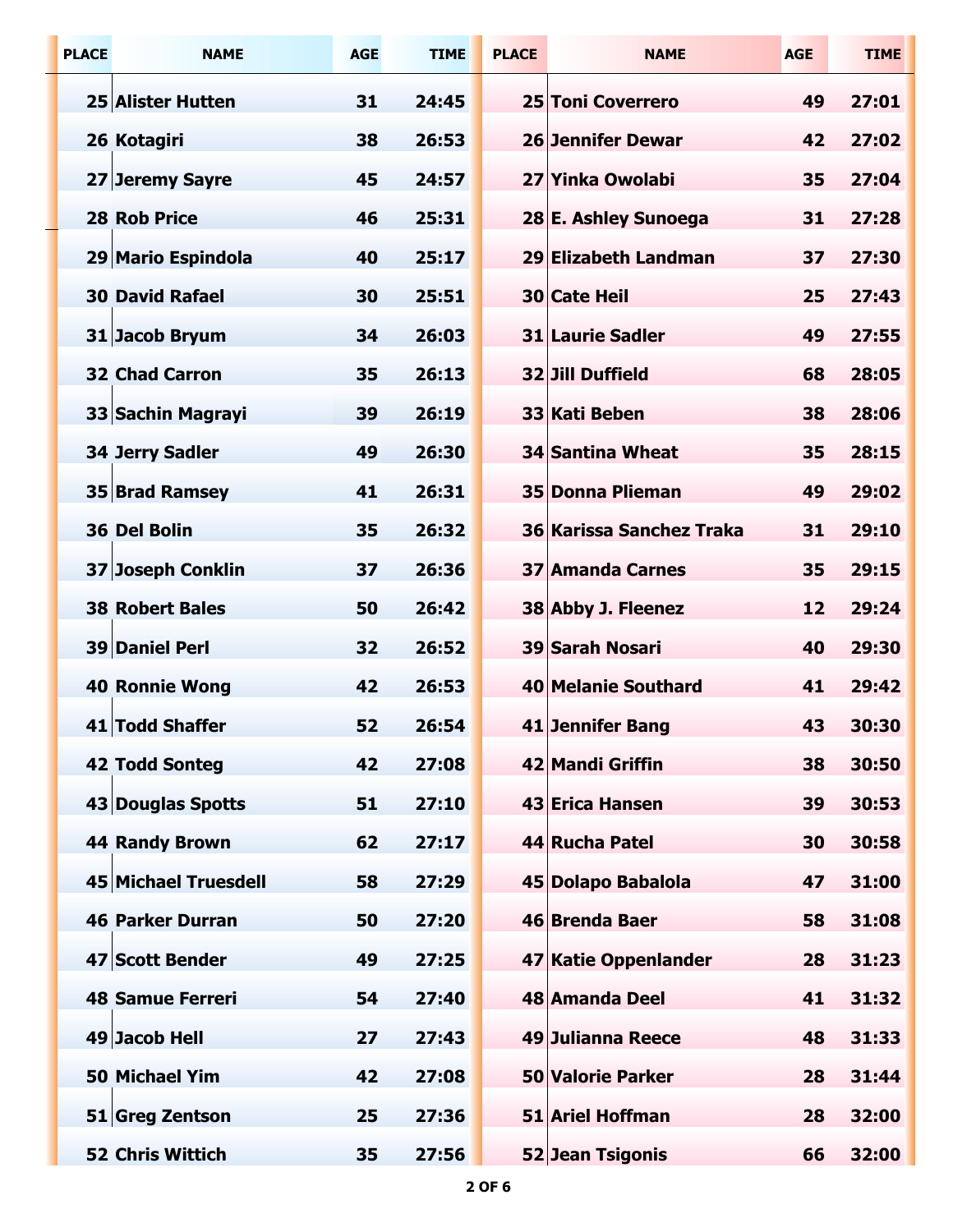| PLACE | NAME | AGE | TIME |
|---|---|---|---|
| 25 | Alister Hutten | 31 | 24:45 |
| 26 | Kotagiri | 38 | 26:53 |
| 27 | Jeremy Sayre | 45 | 24:57 |
| 28 | Rob Price | 46 | 25:31 |
| 29 | Mario Espindola | 40 | 25:17 |
| 30 | David Rafael | 30 | 25:51 |
| 31 | Jacob Bryum | 34 | 26:03 |
| 32 | Chad Carron | 35 | 26:13 |
| 33 | Sachin Magrayi | 39 | 26:19 |
| 34 | Jerry Sadler | 49 | 26:30 |
| 35 | Brad Ramsey | 41 | 26:31 |
| 36 | Del Bolin | 35 | 26:32 |
| 37 | Joseph Conklin | 37 | 26:36 |
| 38 | Robert Bales | 50 | 26:42 |
| 39 | Daniel Perl | 32 | 26:52 |
| 40 | Ronnie Wong | 42 | 26:53 |
| 41 | Todd Shaffer | 52 | 26:54 |
| 42 | Todd Sonteg | 42 | 27:08 |
| 43 | Douglas Spotts | 51 | 27:10 |
| 44 | Randy Brown | 62 | 27:17 |
| 45 | Michael Truesdell | 58 | 27:29 |
| 46 | Parker Durran | 50 | 27:20 |
| 47 | Scott Bender | 49 | 27:25 |
| 48 | Samue Ferreri | 54 | 27:40 |
| 49 | Jacob Hell | 27 | 27:43 |
| 50 | Michael Yim | 42 | 27:08 |
| 51 | Greg Zentson | 25 | 27:36 |
| 52 | Chris Wittich | 35 | 27:56 |

| PLACE | NAME | AGE | TIME |
|---|---|---|---|
| 25 | Toni Coverrero | 49 | 27:01 |
| 26 | Jennifer Dewar | 42 | 27:02 |
| 27 | Yinka Owolabi | 35 | 27:04 |
| 28 | E. Ashley Sunoega | 31 | 27:28 |
| 29 | Elizabeth Landman | 37 | 27:30 |
| 30 | Cate Heil | 25 | 27:43 |
| 31 | Laurie Sadler | 49 | 27:55 |
| 32 | Jill Duffield | 68 | 28:05 |
| 33 | Kati Beben | 38 | 28:06 |
| 34 | Santina Wheat | 35 | 28:15 |
| 35 | Donna Plieman | 49 | 29:02 |
| 36 | Karissa Sanchez Traka | 31 | 29:10 |
| 37 | Amanda Carnes | 35 | 29:15 |
| 38 | Abby J. Fleenez | 12 | 29:24 |
| 39 | Sarah Nosari | 40 | 29:30 |
| 40 | Melanie Southard | 41 | 29:42 |
| 41 | Jennifer Bang | 43 | 30:30 |
| 42 | Mandi Griffin | 38 | 30:50 |
| 43 | Erica Hansen | 39 | 30:53 |
| 44 | Rucha Patel | 30 | 30:58 |
| 45 | Dolapo Babalola | 47 | 31:00 |
| 46 | Brenda Baer | 58 | 31:08 |
| 47 | Katie Oppenlander | 28 | 31:23 |
| 48 | Amanda Deel | 41 | 31:32 |
| 49 | Julianna Reece | 48 | 31:33 |
| 50 | Valorie Parker | 28 | 31:44 |
| 51 | Ariel Hoffman | 28 | 32:00 |
| 52 | Jean Tsigonis | 66 | 32:00 |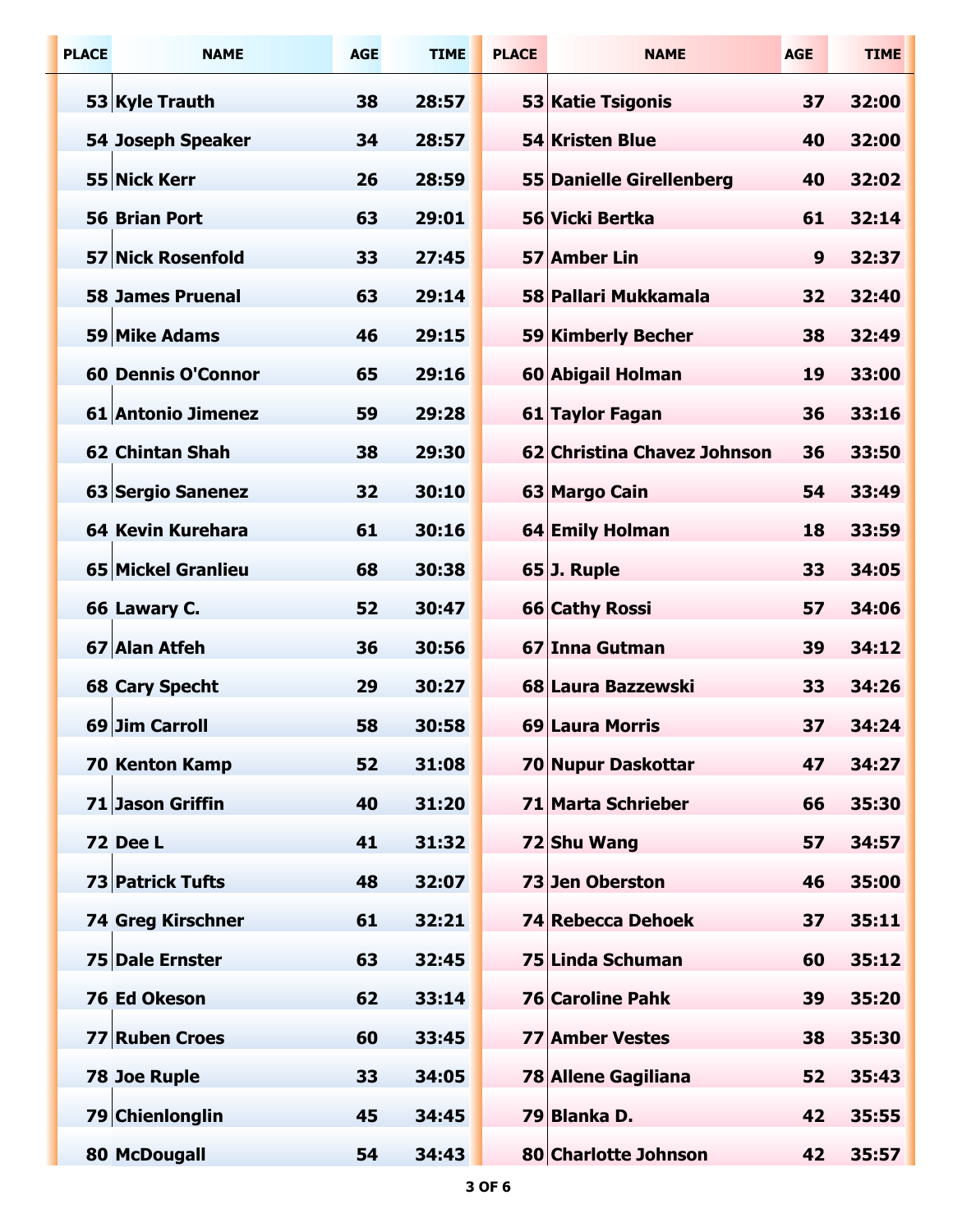| PLACE | NAME | AGE | TIME | PLACE | NAME | AGE | TIME |
|---|---|---|---|---|---|---|---|
| 53 | Kyle Trauth | 38 | 28:57 | 53 | Katie Tsigonis | 37 | 32:00 |
| 54 | Joseph Speaker | 34 | 28:57 | 54 | Kristen Blue | 40 | 32:00 |
| 55 | Nick Kerr | 26 | 28:59 | 55 | Danielle Girellenberg | 40 | 32:02 |
| 56 | Brian Port | 63 | 29:01 | 56 | Vicki Bertka | 61 | 32:14 |
| 57 | Nick Rosenfold | 33 | 27:45 | 57 | Amber Lin | 9 | 32:37 |
| 58 | James Pruenal | 63 | 29:14 | 58 | Pallari Mukkamala | 32 | 32:40 |
| 59 | Mike Adams | 46 | 29:15 | 59 | Kimberly Becher | 38 | 32:49 |
| 60 | Dennis O'Connor | 65 | 29:16 | 60 | Abigail Holman | 19 | 33:00 |
| 61 | Antonio Jimenez | 59 | 29:28 | 61 | Taylor Fagan | 36 | 33:16 |
| 62 | Chintan Shah | 38 | 29:30 | 62 | Christina Chavez Johnson | 36 | 33:50 |
| 63 | Sergio Sanenez | 32 | 30:10 | 63 | Margo Cain | 54 | 33:49 |
| 64 | Kevin Kurehara | 61 | 30:16 | 64 | Emily Holman | 18 | 33:59 |
| 65 | Mickel Granlieu | 68 | 30:38 | 65 | J. Ruple | 33 | 34:05 |
| 66 | Lawary C. | 52 | 30:47 | 66 | Cathy Rossi | 57 | 34:06 |
| 67 | Alan Atfeh | 36 | 30:56 | 67 | Inna Gutman | 39 | 34:12 |
| 68 | Cary Specht | 29 | 30:27 | 68 | Laura Bazzewski | 33 | 34:26 |
| 69 | Jim Carroll | 58 | 30:58 | 69 | Laura Morris | 37 | 34:24 |
| 70 | Kenton Kamp | 52 | 31:08 | 70 | Nupur Daskottar | 47 | 34:27 |
| 71 | Jason Griffin | 40 | 31:20 | 71 | Marta Schrieber | 66 | 35:30 |
| 72 | Dee L | 41 | 31:32 | 72 | Shu Wang | 57 | 34:57 |
| 73 | Patrick Tufts | 48 | 32:07 | 73 | Jen Oberston | 46 | 35:00 |
| 74 | Greg Kirschner | 61 | 32:21 | 74 | Rebecca Dehoek | 37 | 35:11 |
| 75 | Dale Ernster | 63 | 32:45 | 75 | Linda Schuman | 60 | 35:12 |
| 76 | Ed Okeson | 62 | 33:14 | 76 | Caroline Pahk | 39 | 35:20 |
| 77 | Ruben Croes | 60 | 33:45 | 77 | Amber Vestes | 38 | 35:30 |
| 78 | Joe Ruple | 33 | 34:05 | 78 | Allene Gagiliana | 52 | 35:43 |
| 79 | Chienlonglin | 45 | 34:45 | 79 | Blanka D. | 42 | 35:55 |
| 80 | McDougall | 54 | 34:43 | 80 | Charlotte Johnson | 42 | 35:57 |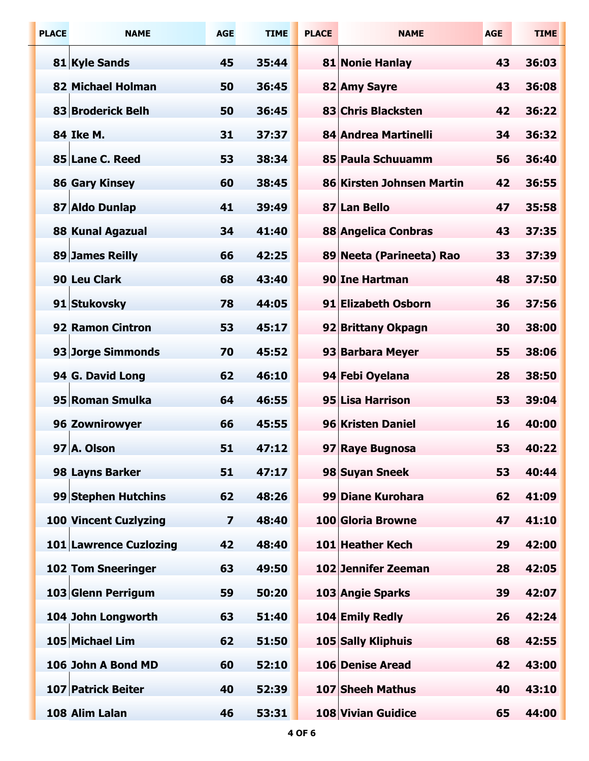| PLACE | NAME | AGE | TIME | PLACE | NAME | AGE | TIME |
|---|---|---|---|---|---|---|---|
| 81 | Kyle Sands | 45 | 35:44 | 81 | Nonie Hanlay | 43 | 36:03 |
| 82 | Michael Holman | 50 | 36:45 | 82 | Amy Sayre | 43 | 36:08 |
| 83 | Broderick Belh | 50 | 36:45 | 83 | Chris Blacksten | 42 | 36:22 |
| 84 | Ike M. | 31 | 37:37 | 84 | Andrea Martinelli | 34 | 36:32 |
| 85 | Lane C. Reed | 53 | 38:34 | 85 | Paula Schuuamm | 56 | 36:40 |
| 86 | Gary Kinsey | 60 | 38:45 | 86 | Kirsten Johnsen Martin | 42 | 36:55 |
| 87 | Aldo Dunlap | 41 | 39:49 | 87 | Lan Bello | 47 | 35:58 |
| 88 | Kunal Agazual | 34 | 41:40 | 88 | Angelica Conbras | 43 | 37:35 |
| 89 | James Reilly | 66 | 42:25 | 89 | Neeta (Parineeta) Rao | 33 | 37:39 |
| 90 | Leu Clark | 68 | 43:40 | 90 | Ine Hartman | 48 | 37:50 |
| 91 | Stukovsky | 78 | 44:05 | 91 | Elizabeth Osborn | 36 | 37:56 |
| 92 | Ramon Cintron | 53 | 45:17 | 92 | Brittany Okpagn | 30 | 38:00 |
| 93 | Jorge Simmonds | 70 | 45:52 | 93 | Barbara Meyer | 55 | 38:06 |
| 94 | G. David Long | 62 | 46:10 | 94 | Febi Oyelana | 28 | 38:50 |
| 95 | Roman Smulka | 64 | 46:55 | 95 | Lisa Harrison | 53 | 39:04 |
| 96 | Zownirowyer | 66 | 45:55 | 96 | Kristen Daniel | 16 | 40:00 |
| 97 | A. Olson | 51 | 47:12 | 97 | Raye Bugnosa | 53 | 40:22 |
| 98 | Layns Barker | 51 | 47:17 | 98 | Suyan Sneek | 53 | 40:44 |
| 99 | Stephen Hutchins | 62 | 48:26 | 99 | Diane Kurohara | 62 | 41:09 |
| 100 | Vincent Cuzlyzing | 7 | 48:40 | 100 | Gloria Browne | 47 | 41:10 |
| 101 | Lawrence Cuzlozing | 42 | 48:40 | 101 | Heather Kech | 29 | 42:00 |
| 102 | Tom Sneeringer | 63 | 49:50 | 102 | Jennifer Zeeman | 28 | 42:05 |
| 103 | Glenn Perrigum | 59 | 50:20 | 103 | Angie Sparks | 39 | 42:07 |
| 104 | John Longworth | 63 | 51:40 | 104 | Emily Redly | 26 | 42:24 |
| 105 | Michael Lim | 62 | 51:50 | 105 | Sally Kliphuis | 68 | 42:55 |
| 106 | John A Bond MD | 60 | 52:10 | 106 | Denise Aread | 42 | 43:00 |
| 107 | Patrick Beiter | 40 | 52:39 | 107 | Sheeh Mathus | 40 | 43:10 |
| 108 | Alim Lalan | 46 | 53:31 | 108 | Vivian Guidice | 65 | 44:00 |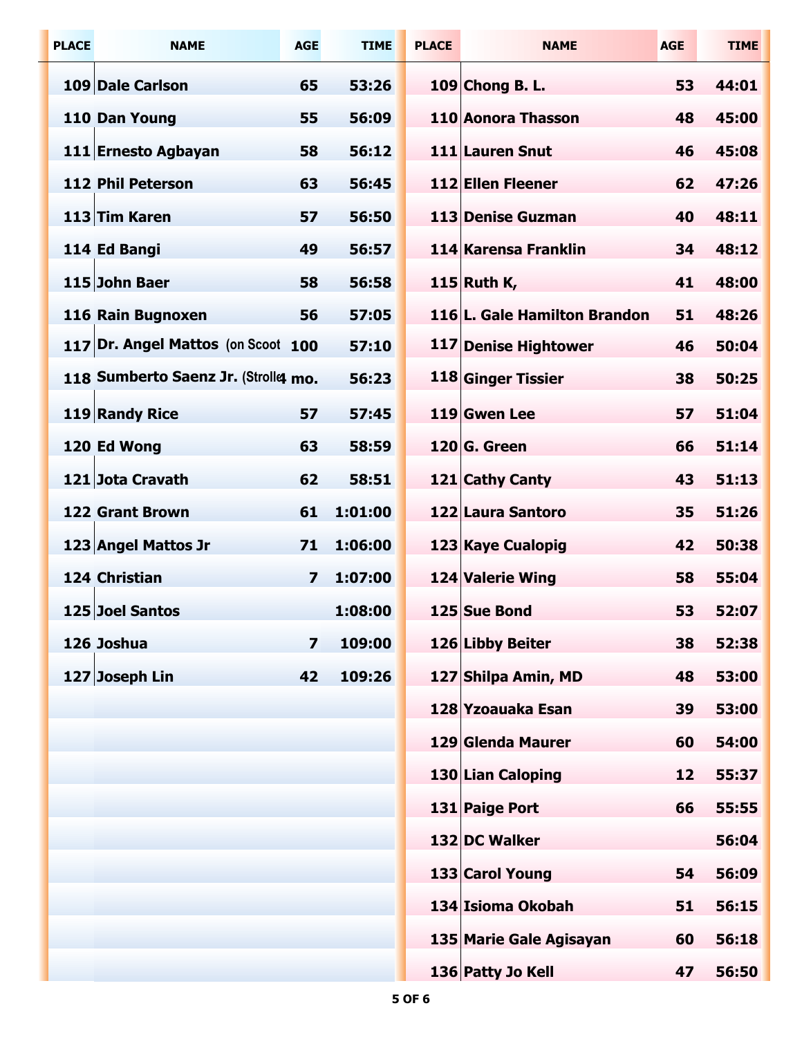| PLACE | NAME | AGE | TIME |
|---|---|---|---|
| 109 | Dale Carlson | 65 | 53:26 |
| 110 | Dan Young | 55 | 56:09 |
| 111 | Ernesto Agbayan | 58 | 56:12 |
| 112 | Phil Peterson | 63 | 56:45 |
| 113 | Tim Karen | 57 | 56:50 |
| 114 | Ed Bangi | 49 | 56:57 |
| 115 | John Baer | 58 | 56:58 |
| 116 | Rain Bugnoxen | 56 | 57:05 |
| 117 | Dr. Angel Mattos (on Scoot | 100 | 57:10 |
| 118 | Sumberto Saenz Jr. (Strolle | 4 mo. | 56:23 |
| 119 | Randy Rice | 57 | 57:45 |
| 120 | Ed Wong | 63 | 58:59 |
| 121 | Jota Cravath | 62 | 58:51 |
| 122 | Grant Brown | 61 | 1:01:00 |
| 123 | Angel Mattos Jr | 71 | 1:06:00 |
| 124 | Christian | 7 | 1:07:00 |
| 125 | Joel Santos | | 1:08:00 |
| 126 | Joshua | 7 | 109:00 |
| 127 | Joseph Lin | 42 | 109:26 |

| PLACE | NAME | AGE | TIME |
|---|---|---|---|
| 109 | Chong B. L. | 53 | 44:01 |
| 110 | Aonora Thasson | 48 | 45:00 |
| 111 | Lauren Snut | 46 | 45:08 |
| 112 | Ellen Fleener | 62 | 47:26 |
| 113 | Denise Guzman | 40 | 48:11 |
| 114 | Karensa Franklin | 34 | 48:12 |
| 115 | Ruth K, | 41 | 48:00 |
| 116 | L. Gale Hamilton Brandon | 51 | 48:26 |
| 117 | Denise Hightower | 46 | 50:04 |
| 118 | Ginger Tissier | 38 | 50:25 |
| 119 | Gwen Lee | 57 | 51:04 |
| 120 | G. Green | 66 | 51:14 |
| 121 | Cathy Canty | 43 | 51:13 |
| 122 | Laura Santoro | 35 | 51:26 |
| 123 | Kaye Cualopig | 42 | 50:38 |
| 124 | Valerie Wing | 58 | 55:04 |
| 125 | Sue Bond | 53 | 52:07 |
| 126 | Libby Beiter | 38 | 52:38 |
| 127 | Shilpa Amin, MD | 48 | 53:00 |
| 128 | Yzoauaka Esan | 39 | 53:00 |
| 129 | Glenda Maurer | 60 | 54:00 |
| 130 | Lian Caloping | 12 | 55:37 |
| 131 | Paige Port | 66 | 55:55 |
| 132 | DC Walker | | 56:04 |
| 133 | Carol Young | 54 | 56:09 |
| 134 | Isioma Okobah | 51 | 56:15 |
| 135 | Marie Gale Agisayan | 60 | 56:18 |
| 136 | Patty Jo Kell | 47 | 56:50 |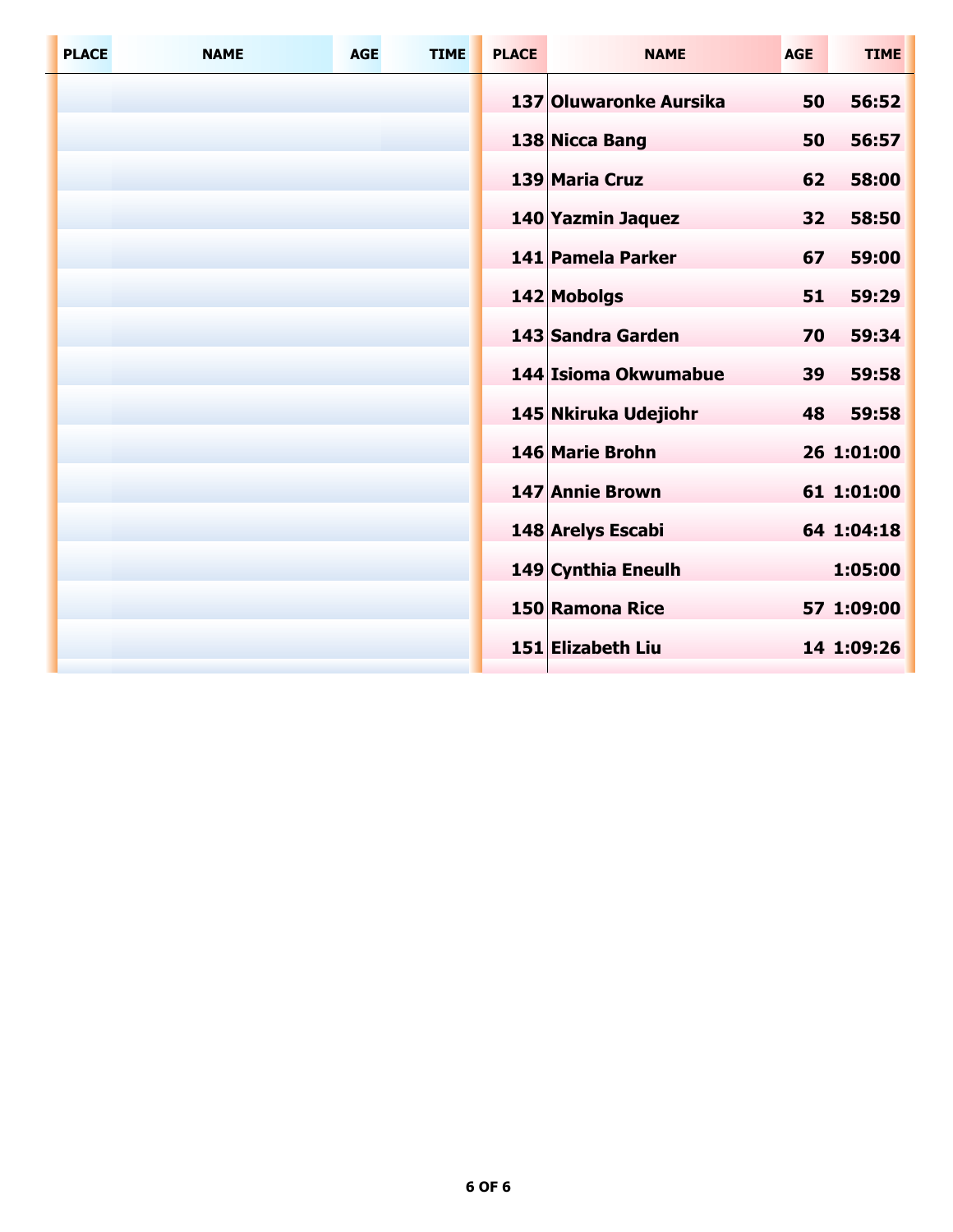| PLACE | NAME | AGE | TIME | PLACE | NAME | AGE | TIME |
|---|---|---|---|---|---|---|---|
| | | | | 137 | Oluwaronke Aursika | 50 | 56:52 |
| | | | | 138 | Nicca Bang | 50 | 56:57 |
| | | | | 139 | Maria Cruz | 62 | 58:00 |
| | | | | 140 | Yazmin Jaquez | 32 | 58:50 |
| | | | | 141 | Pamela Parker | 67 | 59:00 |
| | | | | 142 | Mobolgs | 51 | 59:29 |
| | | | | 143 | Sandra Garden | 70 | 59:34 |
| | | | | 144 | Isioma Okwumabue | 39 | 59:58 |
| | | | | 145 | Nkiruka Udejiohr | 48 | 59:58 |
| | | | | 146 | Marie Brohn | 26 | 1:01:00 |
| | | | | 147 | Annie Brown | 61 | 1:01:00 |
| | | | | 148 | Arelys Escabi | 64 | 1:04:18 |
| | | | | 149 | Cynthia Eneulh | | 1:05:00 |
| | | | | 150 | Ramona Rice | 57 | 1:09:00 |
| | | | | 151 | Elizabeth Liu | 14 | 1:09:26 |